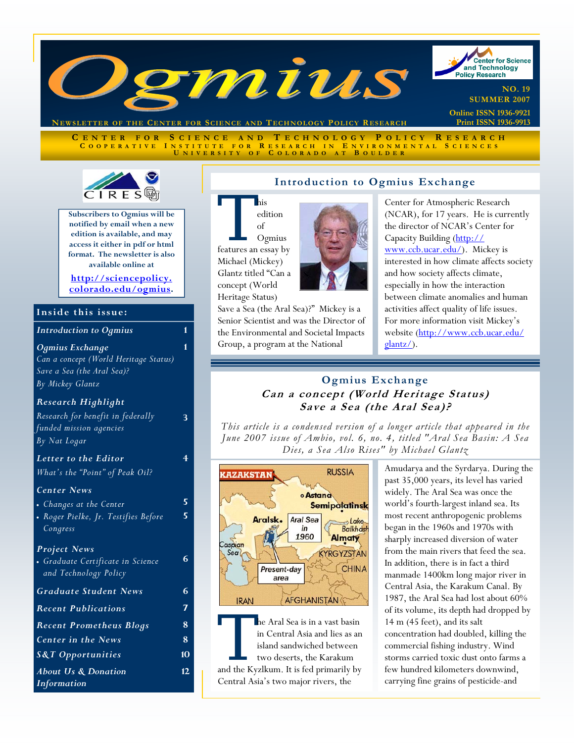# Ogmius

**Newsletter of the Center for Science and Technology Policy Research**

NO. 19
SUMMER 2007

Online ISSN 1936-9921
Print ISSN 1936-9913

CENTER FOR SCIENCE AND TECHNOLOGY POLICY RESEARCH
COOPERATIVE INSTITUTE FOR RESEARCH IN ENVIRONMENTAL SCIENCES
UNIVERSITY OF COLORADO AT BOULDER

**Subscribers to Ogmius will be notified by email when a new edition is available, and may access it either in pdf or html format. The newsletter is also available online at**

**http://sciencepolicy.colorado.edu/ogmius.**

## Inside this issue:

| | |
|---|---|
| *Introduction to Ogmius* | 1 |
| *Ogmius Exchange* — *Can a concept (World Heritage Status) Save a Sea (the Aral Sea)? By Mickey Glantz* | 1 |
| *Research Highlight* — *Research for benefit in federally funded mission agencies By Nat Logar* | 3 |
| *Letter to the Editor* — *What's the "Point" of Peak Oil?* | 4 |
| *Center News* | |
| • *Changes at the Center* | 5 |
| • *Roger Pielke, Jr. Testifies Before Congress* | 5 |
| *Project News* | |
| • *Graduate Certificate in Science and Technology Policy* | 6 |
| *Graduate Student News* | 6 |
| *Recent Publications* | 7 |
| *Recent Prometheus Blogs* | 8 |
| *Center in the News* | 8 |
| *S&T Opportunities* | 10 |
| *About Us & Donation Information* | 12 |

## Introduction to Ogmius Exchange

This edition of Ogmius features an essay by Michael (Mickey) Glantz titled "Can a concept (World Heritage Status) Save a Sea (the Aral Sea)?" Mickey is a Senior Scientist and was the Director of the Environmental and Societal Impacts Group, a program at the National Center for Atmospheric Research (NCAR), for 17 years. He is currently the director of NCAR's Center for Capacity Building (http://www.ccb.ucar.edu/). Mickey is interested in how climate affects society and how society affects climate, especially in how the interaction between climate anomalies and human activities affect quality of life issues. For more information visit Mickey's website (http://www.ccb.ucar.edu/glantz/).

## Ogmius Exchange

### *Can a concept (World Heritage Status) Save a Sea (the Aral Sea)?*

*This article is a condensed version of a longer article that appeared in the June 2007 issue of Ambio, vol. 6, no. 4, titled "Aral Sea Basin: A Sea Dies, a Sea Also Rises" by Michael Glantz*

The Aral Sea is in a vast basin in Central Asia and lies as an island sandwiched between two deserts, the Karakum and the Kyzlkum. It is fed primarily by Central Asia's two major rivers, the Amudarya and the Syrdarya. During the past 35,000 years, its level has varied widely. The Aral Sea was once the world's fourth-largest inland sea. Its most recent anthropogenic problems began in the 1960s and 1970s with sharply increased diversion of water from the main rivers that feed the sea. In addition, there is in fact a third manmade 1400km long major river in Central Asia, the Karakum Canal. By 1987, the Aral Sea had lost about 60% of its volume, its depth had dropped by 14 m (45 feet), and its salt concentration had doubled, killing the commercial fishing industry. Wind storms carried toxic dust onto farms a few hundred kilometers downwind, carrying fine grains of pesticide-and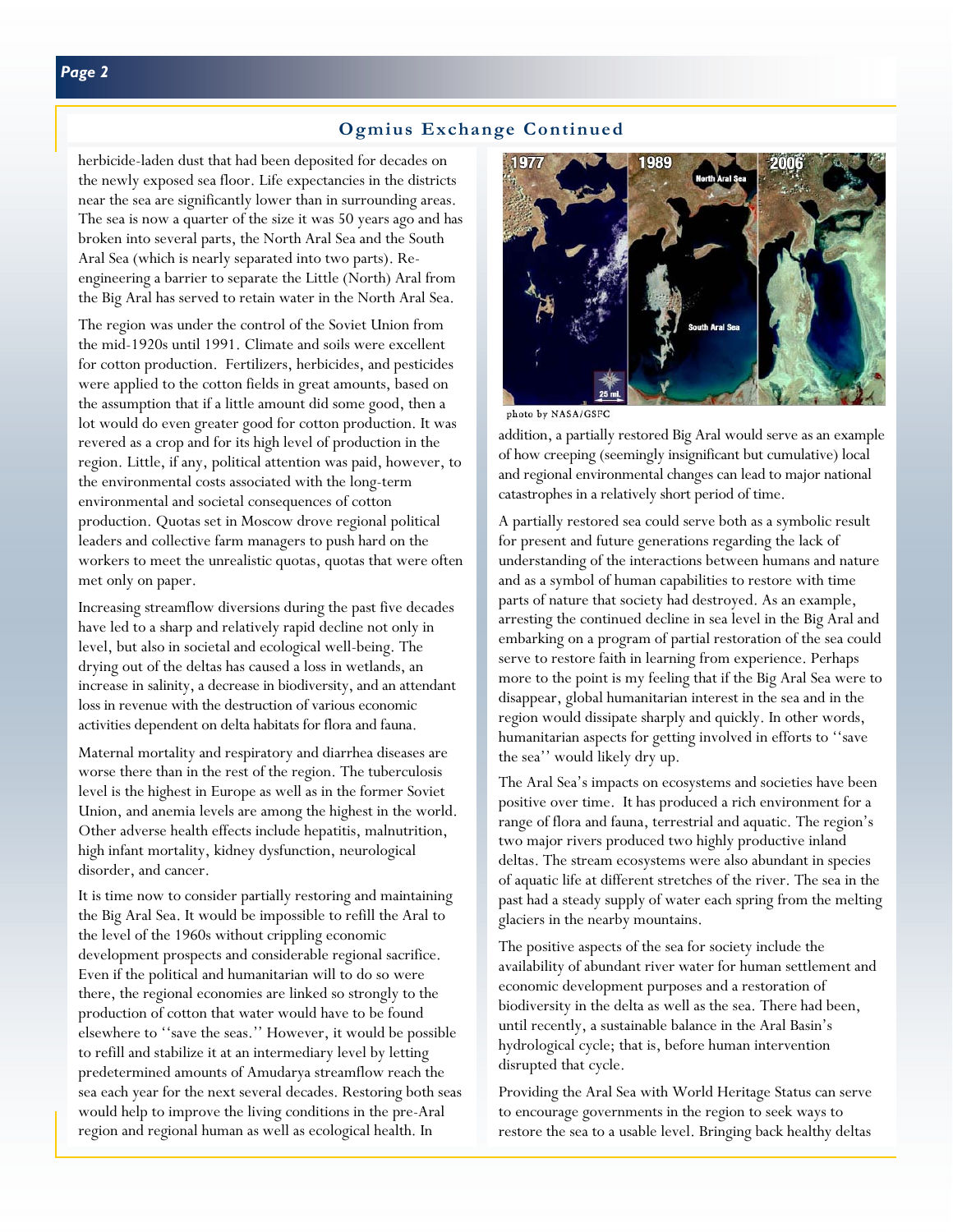## Ogmius Exchange Continued

herbicide-laden dust that had been deposited for decades on the newly exposed sea floor. Life expectancies in the districts near the sea are significantly lower than in surrounding areas. The sea is now a quarter of the size it was 50 years ago and has broken into several parts, the North Aral Sea and the South Aral Sea (which is nearly separated into two parts). Re-engineering a barrier to separate the Little (North) Aral from the Big Aral has served to retain water in the North Aral Sea.

The region was under the control of the Soviet Union from the mid-1920s until 1991. Climate and soils were excellent for cotton production. Fertilizers, herbicides, and pesticides were applied to the cotton fields in great amounts, based on the assumption that if a little amount did some good, then a lot would do even greater good for cotton production. It was revered as a crop and for its high level of production in the region. Little, if any, political attention was paid, however, to the environmental costs associated with the long-term environmental and societal consequences of cotton production. Quotas set in Moscow drove regional political leaders and collective farm managers to push hard on the workers to meet the unrealistic quotas, quotas that were often met only on paper.

Increasing streamflow diversions during the past five decades have led to a sharp and relatively rapid decline not only in level, but also in societal and ecological well-being. The drying out of the deltas has caused a loss in wetlands, an increase in salinity, a decrease in biodiversity, and an attendant loss in revenue with the destruction of various economic activities dependent on delta habitats for flora and fauna.

Maternal mortality and respiratory and diarrhea diseases are worse there than in the rest of the region. The tuberculosis level is the highest in Europe as well as in the former Soviet Union, and anemia levels are among the highest in the world. Other adverse health effects include hepatitis, malnutrition, high infant mortality, kidney dysfunction, neurological disorder, and cancer.

It is time now to consider partially restoring and maintaining the Big Aral Sea. It would be impossible to refill the Aral to the level of the 1960s without crippling economic development prospects and considerable regional sacrifice. Even if the political and humanitarian will to do so were there, the regional economies are linked so strongly to the production of cotton that water would have to be found elsewhere to ''save the seas.'' However, it would be possible to refill and stabilize it at an intermediary level by letting predetermined amounts of Amudarya streamflow reach the sea each year for the next several decades. Restoring both seas would help to improve the living conditions in the pre-Aral region and regional human as well as ecological health. In addition, a partially restored Big Aral would serve as an example of how creeping (seemingly insignificant but cumulative) local and regional environmental changes can lead to major national catastrophes in a relatively short period of time.

1977 | 1989 | 2006 — North Aral Sea — South Aral Sea — 25 mi.

photo by NASA/GSFC

A partially restored sea could serve both as a symbolic result for present and future generations regarding the lack of understanding of the interactions between humans and nature and as a symbol of human capabilities to restore with time parts of nature that society had destroyed. As an example, arresting the continued decline in sea level in the Big Aral and embarking on a program of partial restoration of the sea could serve to restore faith in learning from experience. Perhaps more to the point is my feeling that if the Big Aral Sea were to disappear, global humanitarian interest in the sea and in the region would dissipate sharply and quickly. In other words, humanitarian aspects for getting involved in efforts to ''save the sea'' would likely dry up.

The Aral Sea's impacts on ecosystems and societies have been positive over time. It has produced a rich environment for a range of flora and fauna, terrestrial and aquatic. The region's two major rivers produced two highly productive inland deltas. The stream ecosystems were also abundant in species of aquatic life at different stretches of the river. The sea in the past had a steady supply of water each spring from the melting glaciers in the nearby mountains.

The positive aspects of the sea for society include the availability of abundant river water for human settlement and economic development purposes and a restoration of biodiversity in the delta as well as the sea. There had been, until recently, a sustainable balance in the Aral Basin's hydrological cycle; that is, before human intervention disrupted that cycle.

Providing the Aral Sea with World Heritage Status can serve to encourage governments in the region to seek ways to restore the sea to a usable level. Bringing back healthy deltas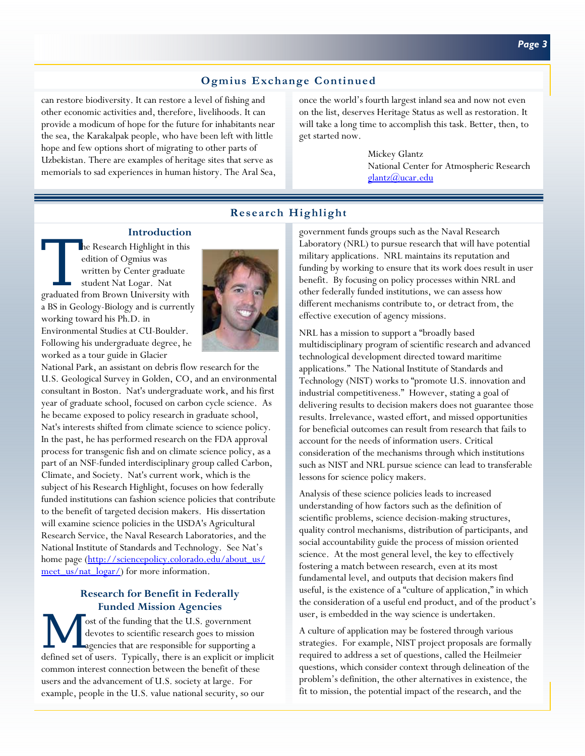## Ogmius Exchange Continued

can restore biodiversity. It can restore a level of fishing and other economic activities and, therefore, livelihoods. It can provide a modicum of hope for the future for inhabitants near the sea, the Karakalpak people, who have been left with little hope and few options short of migrating to other parts of Uzbekistan. There are examples of heritage sites that serve as memorials to sad experiences in human history. The Aral Sea, once the world's fourth largest inland sea and now not even on the list, deserves Heritage Status as well as restoration. It will take a long time to accomplish this task. Better, then, to get started now.

Mickey Glantz
National Center for Atmospheric Research
glantz@ucar.edu

## Research Highlight

### Introduction

The Research Highlight in this edition of Ogmius was written by Center graduate student Nat Logar. Nat graduated from Brown University with a BS in Geology-Biology and is currently working toward his Ph.D. in Environmental Studies at CU-Boulder. Following his undergraduate degree, he worked as a tour guide in Glacier National Park, an assistant on debris flow research for the U.S. Geological Survey in Golden, CO, and an environmental consultant in Boston. Nat's undergraduate work, and his first year of graduate school, focused on carbon cycle science. As he became exposed to policy research in graduate school, Nat's interests shifted from climate science to science policy. In the past, he has performed research on the FDA approval process for transgenic fish and on climate science policy, as a part of an NSF-funded interdisciplinary group called Carbon, Climate, and Society. Nat's current work, which is the subject of his Research Highlight, focuses on how federally funded institutions can fashion science policies that contribute to the benefit of targeted decision makers. His dissertation will examine science policies in the USDA's Agricultural Research Service, the Naval Research Laboratories, and the National Institute of Standards and Technology. See Nat's home page (http://sciencepolicy.colorado.edu/about_us/meet_us/nat_logar/) for more information.

### Research for Benefit in Federally Funded Mission Agencies

Most of the funding that the U.S. government devotes to scientific research goes to mission agencies that are responsible for supporting a defined set of users. Typically, there is an explicit or implicit common interest connection between the benefit of these users and the advancement of U.S. society at large. For example, people in the U.S. value national security, so our government funds groups such as the Naval Research Laboratory (NRL) to pursue research that will have potential military applications. NRL maintains its reputation and funding by working to ensure that its work does result in user benefit. By focusing on policy processes within NRL and other federally funded institutions, we can assess how different mechanisms contribute to, or detract from, the effective execution of agency missions.

NRL has a mission to support a "broadly based multidisciplinary program of scientific research and advanced technological development directed toward maritime applications." The National Institute of Standards and Technology (NIST) works to "promote U.S. innovation and industrial competitiveness." However, stating a goal of delivering results to decision makers does not guarantee those results. Irrelevance, wasted effort, and missed opportunities for beneficial outcomes can result from research that fails to account for the needs of information users. Critical consideration of the mechanisms through which institutions such as NIST and NRL pursue science can lead to transferable lessons for science policy makers.

Analysis of these science policies leads to increased understanding of how factors such as the definition of scientific problems, science decision-making structures, quality control mechanisms, distribution of participants, and social accountability guide the process of mission oriented science. At the most general level, the key to effectively fostering a match between research, even at its most fundamental level, and outputs that decision makers find useful, is the existence of a "culture of application," in which the consideration of a useful end product, and of the product's user, is embedded in the way science is undertaken.

A culture of application may be fostered through various strategies. For example, NIST project proposals are formally required to address a set of questions, called the Heilmeier questions, which consider context through delineation of the problem's definition, the other alternatives in existence, the fit to mission, the potential impact of the research, and the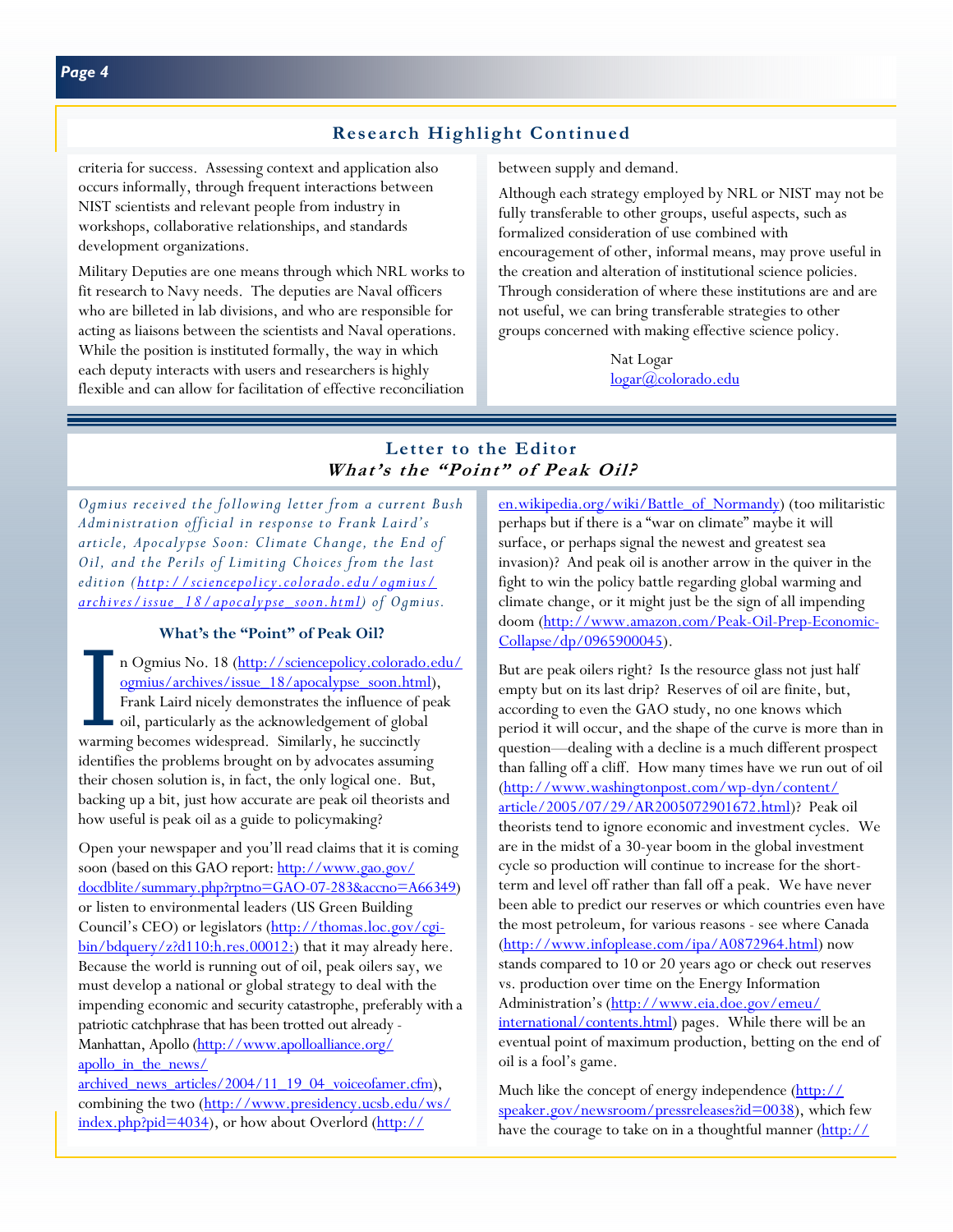## Research Highlight Continued

criteria for success. Assessing context and application also occurs informally, through frequent interactions between NIST scientists and relevant people from industry in workshops, collaborative relationships, and standards development organizations.

Military Deputies are one means through which NRL works to fit research to Navy needs. The deputies are Naval officers who are billeted in lab divisions, and who are responsible for acting as liaisons between the scientists and Naval operations. While the position is instituted formally, the way in which each deputy interacts with users and researchers is highly flexible and can allow for facilitation of effective reconciliation between supply and demand.

Although each strategy employed by NRL or NIST may not be fully transferable to other groups, useful aspects, such as formalized consideration of use combined with encouragement of other, informal means, may prove useful in the creation and alteration of institutional science policies. Through consideration of where these institutions are and are not useful, we can bring transferable strategies to other groups concerned with making effective science policy.

Nat Logar
logar@colorado.edu

## Letter to the Editor
### *What's the "Point" of Peak Oil?*

*Ogmius received the following letter from a current Bush Administration official in response to Frank Laird's article, Apocalypse Soon: Climate Change, the End of Oil, and the Perils of Limiting Choices from the last edition (http://sciencepolicy.colorado.edu/ogmius/archives/issue_18/apocalypse_soon.html) of Ogmius.*

**What's the "Point" of Peak Oil?**

In Ogmius No. 18 (http://sciencepolicy.colorado.edu/ogmius/archives/issue_18/apocalypse_soon.html), Frank Laird nicely demonstrates the influence of peak oil, particularly as the acknowledgement of global warming becomes widespread. Similarly, he succinctly identifies the problems brought on by advocates assuming their chosen solution is, in fact, the only logical one. But, backing up a bit, just how accurate are peak oil theorists and how useful is peak oil as a guide to policymaking?

Open your newspaper and you'll read claims that it is coming soon (based on this GAO report: http://www.gao.gov/docdblite/summary.php?rptno=GAO-07-283&accno=A66349) or listen to environmental leaders (US Green Building Council's CEO) or legislators (http://thomas.loc.gov/cgi-bin/bdquery/z?d110:h.res.00012:) that it may already here. Because the world is running out of oil, peak oilers say, we must develop a national or global strategy to deal with the impending economic and security catastrophe, preferably with a patriotic catchphrase that has been trotted out already - Manhattan, Apollo (http://www.apolloalliance.org/apollo_in_the_news/archived_news_articles/2004/11_19_04_voiceofamer.cfm), combining the two (http://www.presidency.ucsb.edu/ws/index.php?pid=4034), or how about Overlord (http://en.wikipedia.org/wiki/Battle_of_Normandy) (too militaristic perhaps but if there is a "war on climate" maybe it will surface, or perhaps signal the newest and greatest sea invasion)? And peak oil is another arrow in the quiver in the fight to win the policy battle regarding global warming and climate change, or it might just be the sign of all impending doom (http://www.amazon.com/Peak-Oil-Prep-Economic-Collapse/dp/0965900045).

But are peak oilers right? Is the resource glass not just half empty but on its last drip? Reserves of oil are finite, but, according to even the GAO study, no one knows which period it will occur, and the shape of the curve is more than in question—dealing with a decline is a much different prospect than falling off a cliff. How many times have we run out of oil (http://www.washingtonpost.com/wp-dyn/content/article/2005/07/29/AR2005072901672.html)? Peak oil theorists tend to ignore economic and investment cycles. We are in the midst of a 30-year boom in the global investment cycle so production will continue to increase for the short-term and level off rather than fall off a peak. We have never been able to predict our reserves or which countries even have the most petroleum, for various reasons - see where Canada (http://www.infoplease.com/ipa/A0872964.html) now stands compared to 10 or 20 years ago or check out reserves vs. production over time on the Energy Information Administration's (http://www.eia.doe.gov/emeu/international/contents.html) pages. While there will be an eventual point of maximum production, betting on the end of oil is a fool's game.

Much like the concept of energy independence (http://speaker.gov/newsroom/pressreleases?id=0038), which few have the courage to take on in a thoughtful manner (http://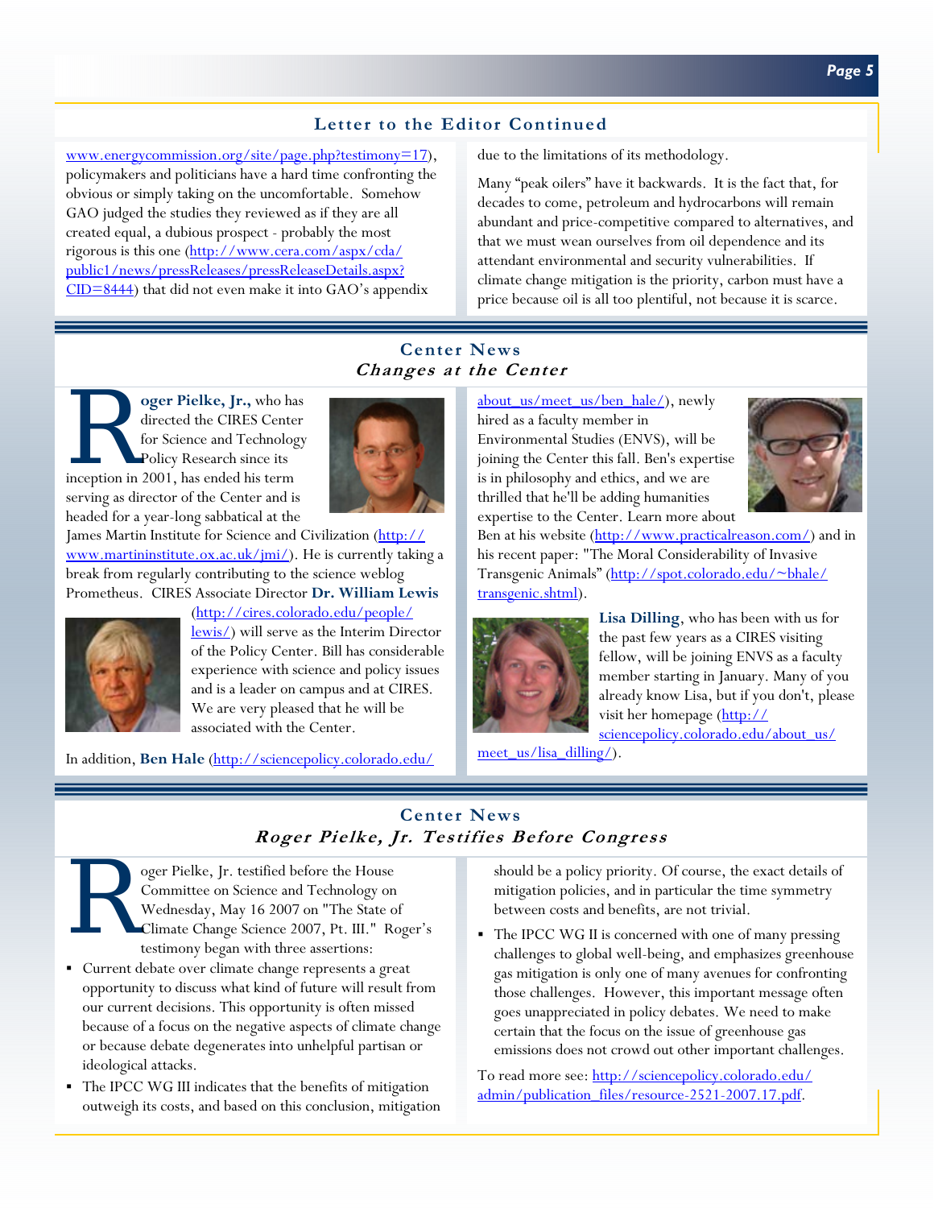## Letter to the Editor Continued

www.energycommission.org/site/page.php?testimony=17), policymakers and politicians have a hard time confronting the obvious or simply taking on the uncomfortable. Somehow GAO judged the studies they reviewed as if they are all created equal, a dubious prospect - probably the most rigorous is this one (http://www.cera.com/aspx/cda/public1/news/pressReleases/pressReleaseDetails.aspx?CID=8444) that did not even make it into GAO's appendix due to the limitations of its methodology.

Many "peak oilers" have it backwards. It is the fact that, for decades to come, petroleum and hydrocarbons will remain abundant and price-competitive compared to alternatives, and that we must wean ourselves from oil dependence and its attendant environmental and security vulnerabilities. If climate change mitigation is the priority, carbon must have a price because oil is all too plentiful, not because it is scarce.

## Center News

### *Changes at the Center*

**Roger Pielke, Jr.,** who has directed the CIRES Center for Science and Technology Policy Research since its inception in 2001, has ended his term serving as director of the Center and is headed for a year-long sabbatical at the James Martin Institute for Science and Civilization (http://www.martininstitute.ox.ac.uk/jmi/). He is currently taking a break from regularly contributing to the science weblog Prometheus. CIRES Associate Director **Dr. William Lewis** (http://cires.colorado.edu/people/lewis/) will serve as the Interim Director of the Policy Center. Bill has considerable experience with science and policy issues and is a leader on campus and at CIRES. We are very pleased that he will be associated with the Center.

In addition, **Ben Hale** (http://sciencepolicy.colorado.edu/about_us/meet_us/ben_hale/), newly hired as a faculty member in Environmental Studies (ENVS), will be joining the Center this fall. Ben's expertise is in philosophy and ethics, and we are thrilled that he'll be adding humanities expertise to the Center. Learn more about Ben at his website (http://www.practicalreason.com/) and in his recent paper: "The Moral Considerability of Invasive Transgenic Animals" (http://spot.colorado.edu/~bhale/transgenic.shtml).

**Lisa Dilling**, who has been with us for the past few years as a CIRES visiting fellow, will be joining ENVS as a faculty member starting in January. Many of you already know Lisa, but if you don't, please visit her homepage (http://sciencepolicy.colorado.edu/about_us/meet_us/lisa_dilling/).

## Center News

### *Roger Pielke, Jr. Testifies Before Congress*

Roger Pielke, Jr. testified before the House Committee on Science and Technology on Wednesday, May 16 2007 on "The State of Climate Change Science 2007, Pt. III." Roger's testimony began with three assertions:

- Current debate over climate change represents a great opportunity to discuss what kind of future will result from our current decisions. This opportunity is often missed because of a focus on the negative aspects of climate change or because debate degenerates into unhelpful partisan or ideological attacks.
- The IPCC WG III indicates that the benefits of mitigation outweigh its costs, and based on this conclusion, mitigation should be a policy priority. Of course, the exact details of mitigation policies, and in particular the time symmetry between costs and benefits, are not trivial.
- The IPCC WG II is concerned with one of many pressing challenges to global well-being, and emphasizes greenhouse gas mitigation is only one of many avenues for confronting those challenges. However, this important message often goes unappreciated in policy debates. We need to make certain that the focus on the issue of greenhouse gas emissions does not crowd out other important challenges.

To read more see: http://sciencepolicy.colorado.edu/admin/publication_files/resource-2521-2007.17.pdf.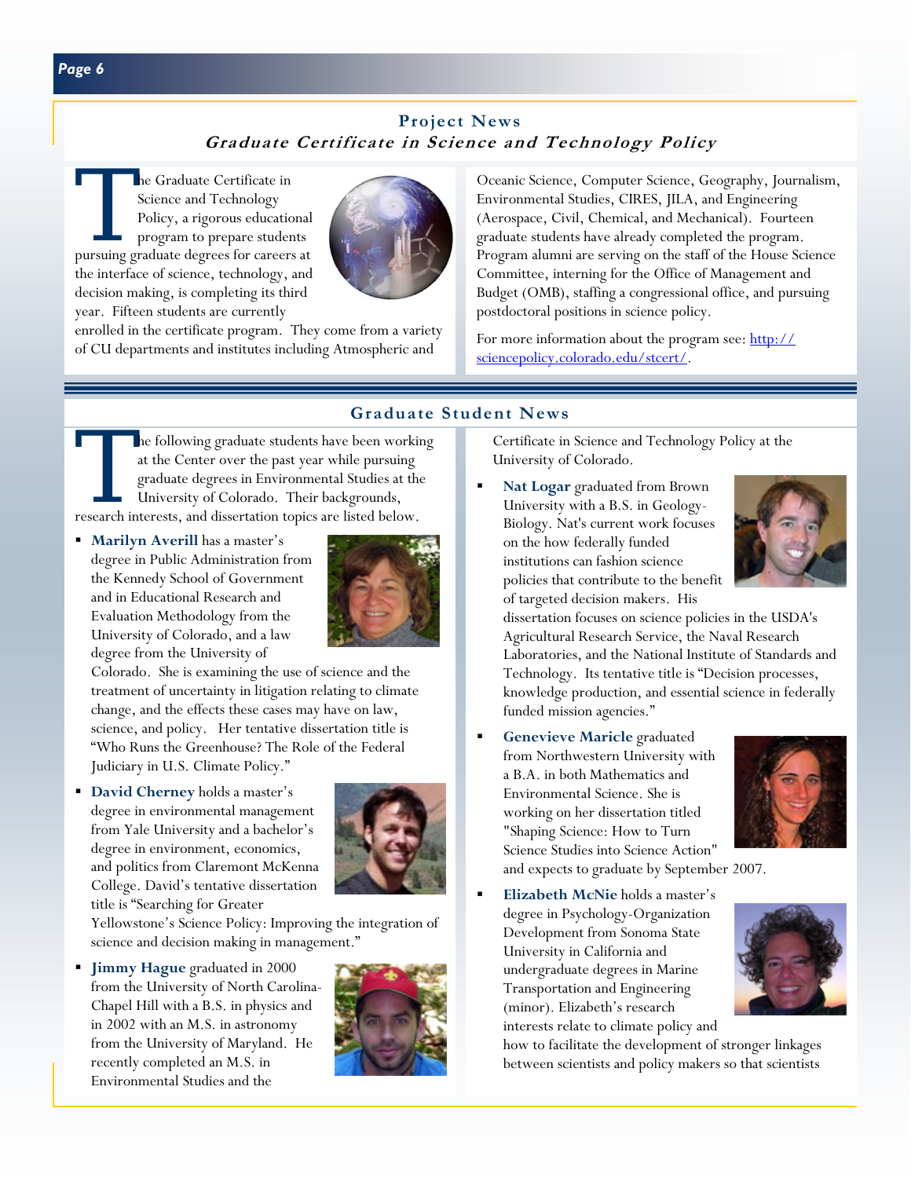## Project News

### *Graduate Certificate in Science and Technology Policy*

The Graduate Certificate in Science and Technology Policy, a rigorous educational program to prepare students pursuing graduate degrees for careers at the interface of science, technology, and decision making, is completing its third year. Fifteen students are currently enrolled in the certificate program. They come from a variety of CU departments and institutes including Atmospheric and Oceanic Science, Computer Science, Geography, Journalism, Environmental Studies, CIRES, JILA, and Engineering (Aerospace, Civil, Chemical, and Mechanical). Fourteen graduate students have already completed the program. Program alumni are serving on the staff of the House Science Committee, interning for the Office of Management and Budget (OMB), staffing a congressional office, and pursuing postdoctoral positions in science policy.

For more information about the program see: http://sciencepolicy.colorado.edu/stcert/.

## Graduate Student News

The following graduate students have been working at the Center over the past year while pursuing graduate degrees in Environmental Studies at the University of Colorado. Their backgrounds, research interests, and dissertation topics are listed below.

- **Marilyn Averill** has a master's degree in Public Administration from the Kennedy School of Government and in Educational Research and Evaluation Methodology from the University of Colorado, and a law degree from the University of Colorado. She is examining the use of science and the treatment of uncertainty in litigation relating to climate change, and the effects these cases may have on law, science, and policy. Her tentative dissertation title is "Who Runs the Greenhouse? The Role of the Federal Judiciary in U.S. Climate Policy."

- **David Cherney** holds a master's degree in environmental management from Yale University and a bachelor's degree in environment, economics, and politics from Claremont McKenna College. David's tentative dissertation title is "Searching for Greater Yellowstone's Science Policy: Improving the integration of science and decision making in management."

- **Jimmy Hague** graduated in 2000 from the University of North Carolina-Chapel Hill with a B.S. in physics and in 2002 with an M.S. in astronomy from the University of Maryland. He recently completed an M.S. in Environmental Studies and the Certificate in Science and Technology Policy at the University of Colorado.

- **Nat Logar** graduated from Brown University with a B.S. in Geology-Biology. Nat's current work focuses on the how federally funded institutions can fashion science policies that contribute to the benefit of targeted decision makers. His dissertation focuses on science policies in the USDA's Agricultural Research Service, the Naval Research Laboratories, and the National Institute of Standards and Technology. Its tentative title is "Decision processes, knowledge production, and essential science in federally funded mission agencies."

- **Genevieve Maricle** graduated from Northwestern University with a B.A. in both Mathematics and Environmental Science. She is working on her dissertation titled "Shaping Science: How to Turn Science Studies into Science Action" and expects to graduate by September 2007.

- **Elizabeth McNie** holds a master's degree in Psychology-Organization Development from Sonoma State University in California and undergraduate degrees in Marine Transportation and Engineering (minor). Elizabeth's research interests relate to climate policy and how to facilitate the development of stronger linkages between scientists and policy makers so that scientists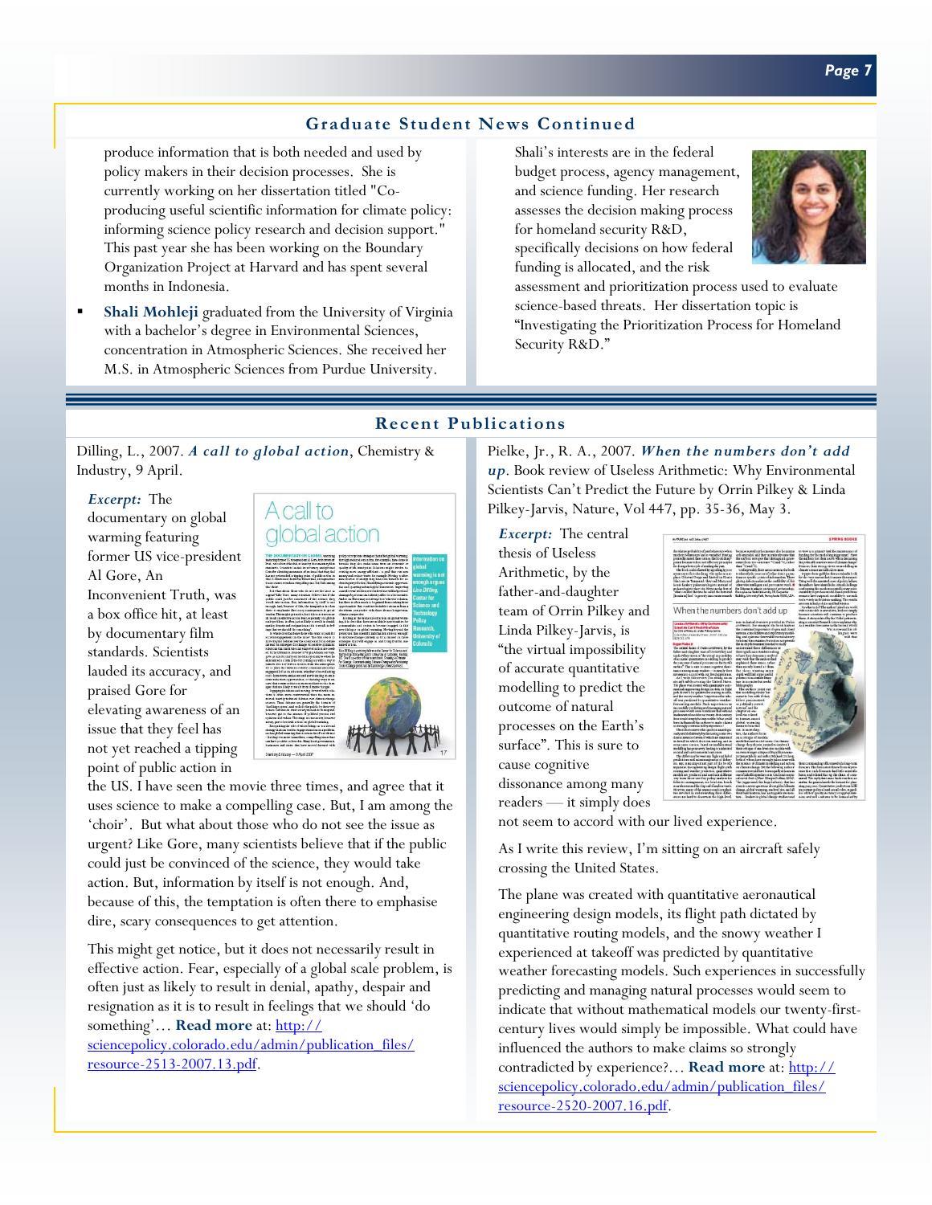## Graduate Student News Continued

produce information that is both needed and used by policy makers in their decision processes. She is currently working on her dissertation titled "Co-producing useful scientific information for climate policy: informing science policy research and decision support." This past year she has been working on the Boundary Organization Project at Harvard and has spent several months in Indonesia.

- **Shali Mohleji** graduated from the University of Virginia with a bachelor's degree in Environmental Sciences, concentration in Atmospheric Sciences. She received her M.S. in Atmospheric Sciences from Purdue University.

Shali's interests are in the federal budget process, agency management, and science funding. Her research assesses the decision making process for homeland security R&D, specifically decisions on how federal funding is allocated, and the risk assessment and prioritization process used to evaluate science-based threats. Her dissertation topic is "Investigating the Prioritization Process for Homeland Security R&D."

## Recent Publications

Dilling, L., 2007. ***A call to global action***, Chemistry & Industry, 9 April.

***Excerpt:*** The documentary on global warming featuring former US vice-president Al Gore, An Inconvenient Truth, was a box office hit, at least by documentary film standards. Scientists lauded its accuracy, and praised Gore for elevating awareness of an issue that they feel has not yet reached a tipping point of public action in the US. I have seen the movie three times, and agree that it uses science to make a compelling case. But, I am among the 'choir'. But what about those who do not see the issue as urgent? Like Gore, many scientists believe that if the public could just be convinced of the science, they would take action. But, information by itself is not enough. And, because of this, the temptation is often there to emphasise dire, scary consequences to get attention.

This might get notice, but it does not necessarily result in effective action. Fear, especially of a global scale problem, is often just as likely to result in denial, apathy, despair and resignation as it is to result in feelings that we should 'do something'… **Read more** at: http://sciencepolicy.colorado.edu/admin/publication_files/resource-2513-2007.13.pdf.

Pielke, Jr., R. A., 2007. ***When the numbers don't add up***. Book review of Useless Arithmetic: Why Environmental Scientists Can't Predict the Future by Orrin Pilkey & Linda Pilkey-Jarvis, Nature, Vol 447, pp. 35-36, May 3.

***Excerpt:*** The central thesis of Useless Arithmetic, by the father-and-daughter team of Orrin Pilkey and Linda Pilkey-Jarvis, is "the virtual impossibility of accurate quantitative modelling to predict the outcome of natural processes on the Earth's surface". This is sure to cause cognitive dissonance among many readers — it simply does not seem to accord with our lived experience.

As I write this review, I'm sitting on an aircraft safely crossing the United States.

The plane was created with quantitative aeronautical engineering design models, its flight path dictated by quantitative routing models, and the snowy weather I experienced at takeoff was predicted by quantitative weather forecasting models. Such experiences in successfully predicting and managing natural processes would seem to indicate that without mathematical models our twenty-first-century lives would simply be impossible. What could have influenced the authors to make claims so strongly contradicted by experience?… **Read more** at: http://sciencepolicy.colorado.edu/admin/publication_files/resource-2520-2007.16.pdf.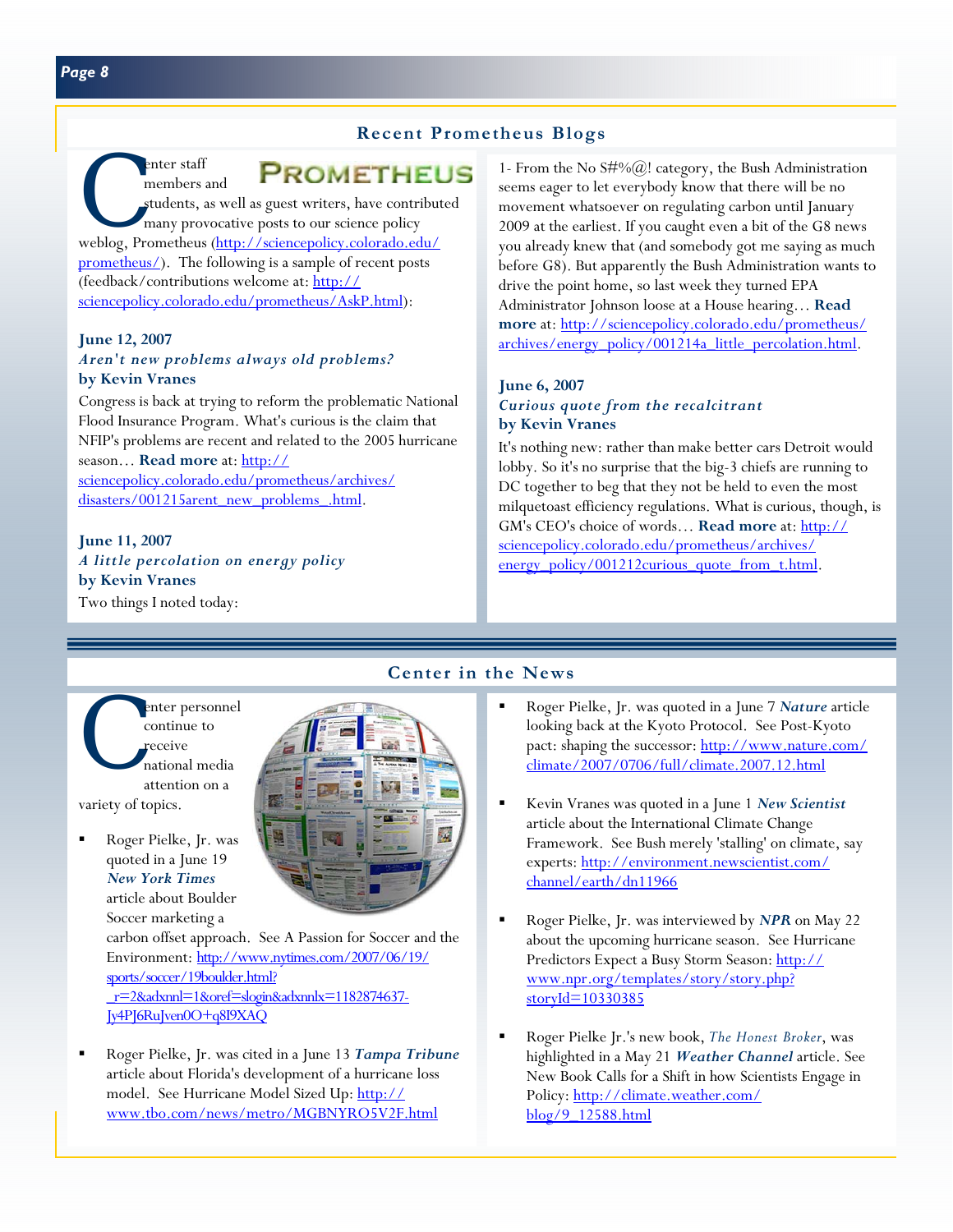## Recent Prometheus Blogs

Center staff members and students, as well as guest writers, have contributed many provocative posts to our science policy weblog, Prometheus (http://sciencepolicy.colorado.edu/prometheus/). The following is a sample of recent posts (feedback/contributions welcome at: http://sciencepolicy.colorado.edu/prometheus/AskP.html):

**June 12, 2007**
***Aren't new problems always old problems?***
**by Kevin Vranes**

Congress is back at trying to reform the problematic National Flood Insurance Program. What's curious is the claim that NFIP's problems are recent and related to the 2005 hurricane season… **Read more** at: http://sciencepolicy.colorado.edu/prometheus/archives/disasters/001215arent_new_problems_.html.

**June 11, 2007**
***A little percolation on energy policy***
**by Kevin Vranes**

Two things I noted today:

1- From the No S#%@! category, the Bush Administration seems eager to let everybody know that there will be no movement whatsoever on regulating carbon until January 2009 at the earliest. If you caught even a bit of the G8 news you already knew that (and somebody got me saying as much before G8). But apparently the Bush Administration wants to drive the point home, so last week they turned EPA Administrator Johnson loose at a House hearing… **Read more** at: http://sciencepolicy.colorado.edu/prometheus/archives/energy_policy/001214a_little_percolation.html.

**June 6, 2007**
***Curious quote from the recalcitrant***
**by Kevin Vranes**

It's nothing new: rather than make better cars Detroit would lobby. So it's no surprise that the big-3 chiefs are running to DC together to beg that they not be held to even the most milquetoast efficiency regulations. What is curious, though, is GM's CEO's choice of words… **Read more** at: http://sciencepolicy.colorado.edu/prometheus/archives/energy_policy/001212curious_quote_from_t.html.

## Center in the News

Center personnel continue to receive national media attention on a variety of topics.

- Roger Pielke, Jr. was quoted in a June 19 ***New York Times*** article about Boulder Soccer marketing a carbon offset approach. See A Passion for Soccer and the Environment: http://www.nytimes.com/2007/06/19/sports/soccer/19boulder.html?_r=2&adxnnl=1&oref=slogin&adxnnlx=1182874637-Jy4PJ6RuJven0O+q8I9XAQ
- Roger Pielke, Jr. was cited in a June 13 ***Tampa Tribune*** article about Florida's development of a hurricane loss model. See Hurricane Model Sized Up: http://www.tbo.com/news/metro/MGBNYRO5V2F.html
- Roger Pielke, Jr. was quoted in a June 7 ***Nature*** article looking back at the Kyoto Protocol. See Post-Kyoto pact: shaping the successor: http://www.nature.com/climate/2007/0706/full/climate.2007.12.html
- Kevin Vranes was quoted in a June 1 ***New Scientist*** article about the International Climate Change Framework. See Bush merely 'stalling' on climate, say experts: http://environment.newscientist.com/channel/earth/dn11966
- Roger Pielke, Jr. was interviewed by ***NPR*** on May 22 about the upcoming hurricane season. See Hurricane Predictors Expect a Busy Storm Season: http://www.npr.org/templates/story/story.php?storyId=10330385
- Roger Pielke Jr.'s new book, *The Honest Broker*, was highlighted in a May 21 ***Weather Channel*** article. See New Book Calls for a Shift in how Scientists Engage in Policy: http://climate.weather.com/blog/9_12588.html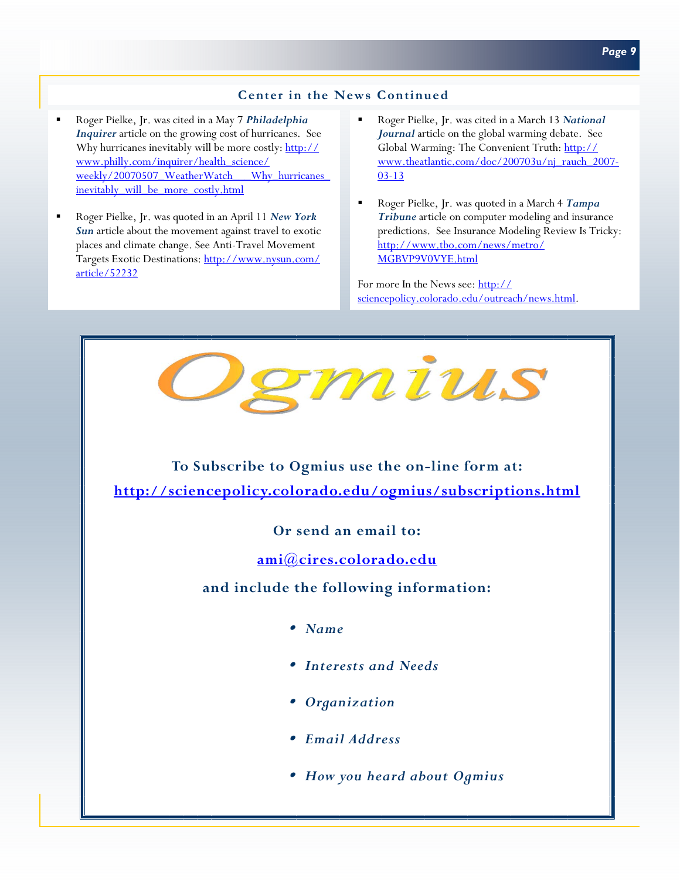## Center in the News Continued

- Roger Pielke, Jr. was cited in a May 7 ***Philadelphia Inquirer*** article on the growing cost of hurricanes. See Why hurricanes inevitably will be more costly: http://www.philly.com/inquirer/health_science/weekly/20070507_WeatherWatch___Why_hurricanes_inevitably_will_be_more_costly.html

- Roger Pielke, Jr. was quoted in an April 11 ***New York Sun*** article about the movement against travel to exotic places and climate change. See Anti-Travel Movement Targets Exotic Destinations: http://www.nysun.com/article/52232

- Roger Pielke, Jr. was cited in a March 13 ***National Journal*** article on the global warming debate. See Global Warming: The Convenient Truth: http://www.theatlantic.com/doc/200703u/nj_rauch_2007-03-13

- Roger Pielke, Jr. was quoted in a March 4 ***Tampa Tribune*** article on computer modeling and insurance predictions. See Insurance Modeling Review Is Tricky: http://www.tbo.com/news/metro/MGBVP9V0VYE.html

For more In the News see: http://sciencepolicy.colorado.edu/outreach/news.html.

# Ogmius

**To Subscribe to Ogmius use the on-line form at:**

**http://sciencepolicy.colorado.edu/ogmius/subscriptions.html**

**Or send an email to:**

**ami@cires.colorado.edu**

**and include the following information:**

- *Name*
- *Interests and Needs*
- *Organization*
- *Email Address*
- *How you heard about Ogmius*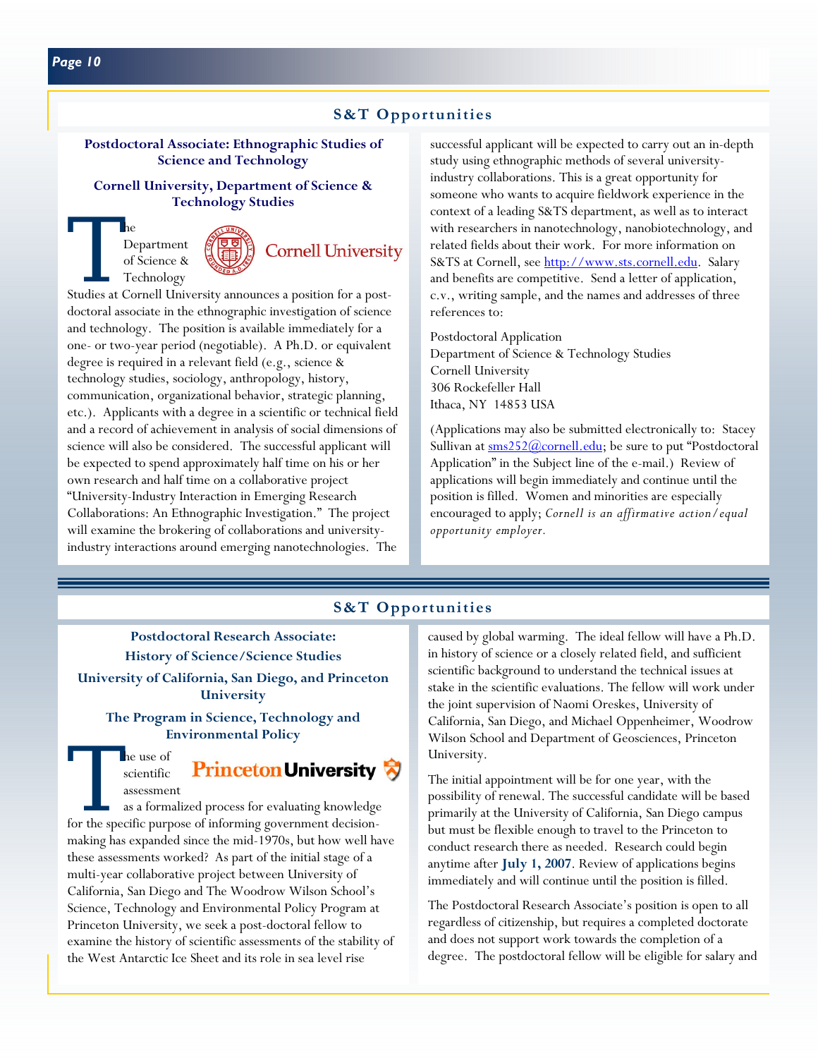## S&T Opportunities

### Postdoctoral Associate: Ethnographic Studies of Science and Technology

### Cornell University, Department of Science & Technology Studies

The Department of Science & Technology Studies at Cornell University announces a position for a post-doctoral associate in the ethnographic investigation of science and technology. The position is available immediately for a one- or two-year period (negotiable). A Ph.D. or equivalent degree is required in a relevant field (e.g., science & technology studies, sociology, anthropology, history, communication, organizational behavior, strategic planning, etc.). Applicants with a degree in a scientific or technical field and a record of achievement in analysis of social dimensions of science will also be considered. The successful applicant will be expected to spend approximately half time on his or her own research and half time on a collaborative project "University-Industry Interaction in Emerging Research Collaborations: An Ethnographic Investigation." The project will examine the brokering of collaborations and university-industry interactions around emerging nanotechnologies. The successful applicant will be expected to carry out an in-depth study using ethnographic methods of several university-industry collaborations. This is a great opportunity for someone who wants to acquire fieldwork experience in the context of a leading S&TS department, as well as to interact with researchers in nanotechnology, nanobiotechnology, and related fields about their work. For more information on S&TS at Cornell, see http://www.sts.cornell.edu. Salary and benefits are competitive. Send a letter of application, c.v., writing sample, and the names and addresses of three references to:

Postdoctoral Application
Department of Science & Technology Studies
Cornell University
306 Rockefeller Hall
Ithaca, NY 14853 USA

(Applications may also be submitted electronically to: Stacey Sullivan at sms252@cornell.edu; be sure to put "Postdoctoral Application" in the Subject line of the e-mail.) Review of applications will begin immediately and continue until the position is filled. Women and minorities are especially encouraged to apply; *Cornell is an affirmative action/equal opportunity employer.*

## S&T Opportunities

### Postdoctoral Research Associate: History of Science/Science Studies

### University of California, San Diego, and Princeton University

### The Program in Science, Technology and Environmental Policy

The use of scientific assessment as a formalized process for evaluating knowledge for the specific purpose of informing government decision-making has expanded since the mid-1970s, but how well have these assessments worked? As part of the initial stage of a multi-year collaborative project between University of California, San Diego and The Woodrow Wilson School's Science, Technology and Environmental Policy Program at Princeton University, we seek a post-doctoral fellow to examine the history of scientific assessments of the stability of the West Antarctic Ice Sheet and its role in sea level rise caused by global warming. The ideal fellow will have a Ph.D. in history of science or a closely related field, and sufficient scientific background to understand the technical issues at stake in the scientific evaluations. The fellow will work under the joint supervision of Naomi Oreskes, University of California, San Diego, and Michael Oppenheimer, Woodrow Wilson School and Department of Geosciences, Princeton University.

The initial appointment will be for one year, with the possibility of renewal. The successful candidate will be based primarily at the University of California, San Diego campus but must be flexible enough to travel to the Princeton to conduct research there as needed. Research could begin anytime after **July 1, 2007**. Review of applications begins immediately and will continue until the position is filled.

The Postdoctoral Research Associate's position is open to all regardless of citizenship, but requires a completed doctorate and does not support work towards the completion of a degree. The postdoctoral fellow will be eligible for salary and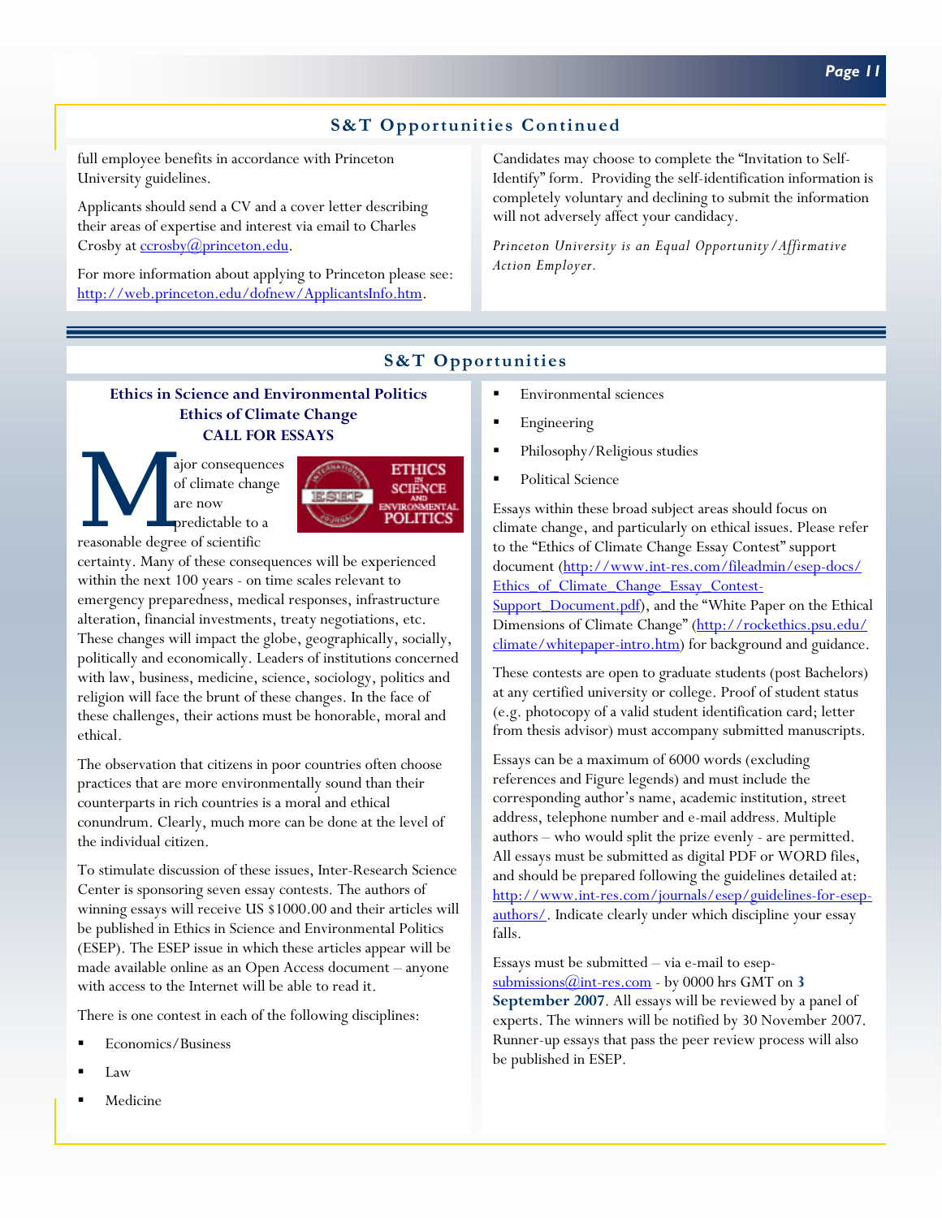## S&T Opportunities Continued

full employee benefits in accordance with Princeton University guidelines.

Applicants should send a CV and a cover letter describing their areas of expertise and interest via email to Charles Crosby at ccrosby@princeton.edu.

For more information about applying to Princeton please see: http://web.princeton.edu/dofnew/ApplicantsInfo.htm.

Candidates may choose to complete the "Invitation to Self-Identify" form. Providing the self-identification information is completely voluntary and declining to submit the information will not adversely affect your candidacy.

*Princeton University is an Equal Opportunity/Affirmative Action Employer.*

## S&T Opportunities

### Ethics in Science and Environmental Politics
### Ethics of Climate Change
### CALL FOR ESSAYS

Major consequences of climate change are now predictable to a reasonable degree of scientific certainty. Many of these consequences will be experienced within the next 100 years - on time scales relevant to emergency preparedness, medical responses, infrastructure alteration, financial investments, treaty negotiations, etc. These changes will impact the globe, geographically, socially, politically and economically. Leaders of institutions concerned with law, business, medicine, science, sociology, politics and religion will face the brunt of these changes. In the face of these challenges, their actions must be honorable, moral and ethical.

The observation that citizens in poor countries often choose practices that are more environmentally sound than their counterparts in rich countries is a moral and ethical conundrum. Clearly, much more can be done at the level of the individual citizen.

To stimulate discussion of these issues, Inter-Research Science Center is sponsoring seven essay contests. The authors of winning essays will receive US $1000.00 and their articles will be published in Ethics in Science and Environmental Politics (ESEP). The ESEP issue in which these articles appear will be made available online as an Open Access document – anyone with access to the Internet will be able to read it.

There is one contest in each of the following disciplines:

- Economics/Business
- Law
- Medicine
- Environmental sciences
- Engineering
- Philosophy/Religious studies
- Political Science

Essays within these broad subject areas should focus on climate change, and particularly on ethical issues. Please refer to the "Ethics of Climate Change Essay Contest" support document (http://www.int-res.com/fileadmin/esep-docs/Ethics_of_Climate_Change_Essay_Contest-Support_Document.pdf), and the "White Paper on the Ethical Dimensions of Climate Change" (http://rockethics.psu.edu/climate/whitepaper-intro.htm) for background and guidance.

These contests are open to graduate students (post Bachelors) at any certified university or college. Proof of student status (e.g. photocopy of a valid student identification card; letter from thesis advisor) must accompany submitted manuscripts.

Essays can be a maximum of 6000 words (excluding references and Figure legends) and must include the corresponding author's name, academic institution, street address, telephone number and e-mail address. Multiple authors – who would split the prize evenly - are permitted. All essays must be submitted as digital PDF or WORD files, and should be prepared following the guidelines detailed at: http://www.int-res.com/journals/esep/guidelines-for-esep-authors/. Indicate clearly under which discipline your essay falls.

Essays must be submitted – via e-mail to esep-submissions@int-res.com - by 0000 hrs GMT on **3 September 2007**. All essays will be reviewed by a panel of experts. The winners will be notified by 30 November 2007. Runner-up essays that pass the peer review process will also be published in ESEP.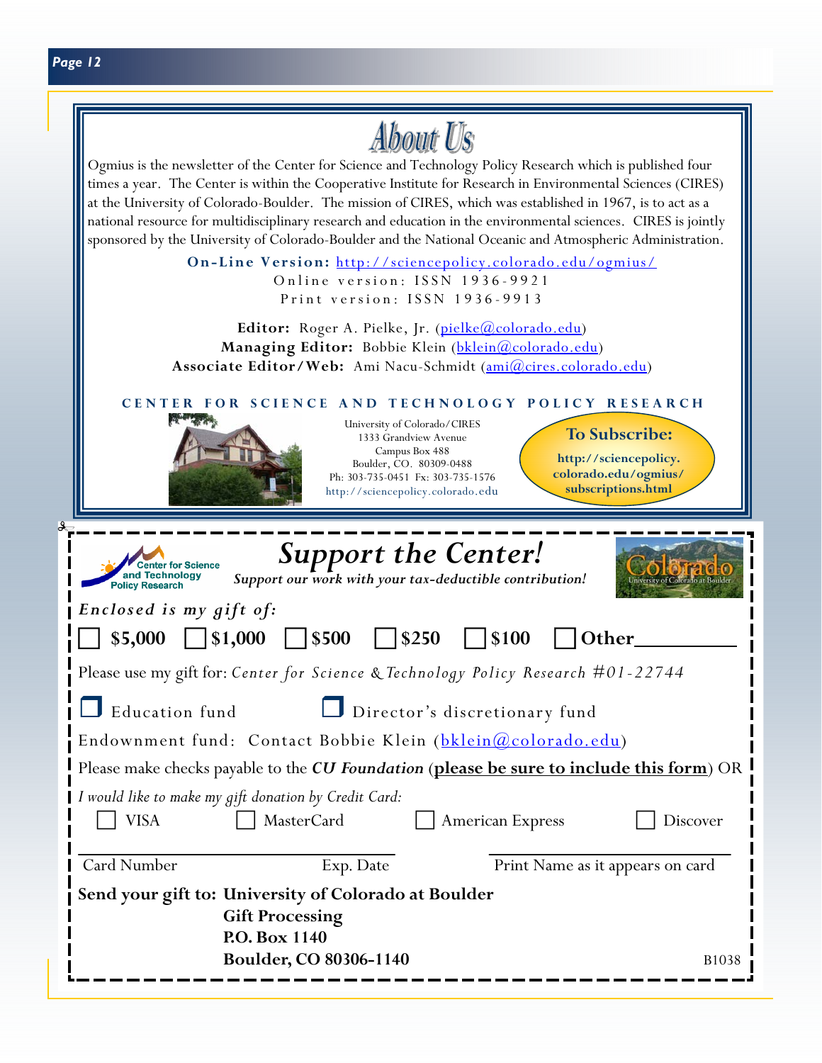# About Us

Ogmius is the newsletter of the Center for Science and Technology Policy Research which is published four times a year. The Center is within the Cooperative Institute for Research in Environmental Sciences (CIRES) at the University of Colorado-Boulder. The mission of CIRES, which was established in 1967, is to act as a national resource for multidisciplinary research and education in the environmental sciences. CIRES is jointly sponsored by the University of Colorado-Boulder and the National Oceanic and Atmospheric Administration.

**On-Line Version:** http://sciencepolicy.colorado.edu/ogmius/
Online version: ISSN 1936-9921
Print version: ISSN 1936-9913

**Editor:** Roger A. Pielke, Jr. (pielke@colorado.edu)
**Managing Editor:** Bobbie Klein (bklein@colorado.edu)
**Associate Editor/Web:** Ami Nacu-Schmidt (ami@cires.colorado.edu)

## CENTER FOR SCIENCE AND TECHNOLOGY POLICY RESEARCH

University of Colorado/CIRES
1333 Grandview Avenue
Campus Box 488
Boulder, CO. 80309-0488
Ph: 303-735-0451 Fx: 303-735-1576
http://sciencepolicy.colorado.edu

**To Subscribe:**
**http://sciencepolicy.colorado.edu/ogmius/subscriptions.html**

---

Center for Science and Technology Policy Research

# *Support the Center!*

***Support our work with your tax-deductible contribution!***

Colorado — University of Colorado at Boulder

*Enclosed is my gift of:*

☐ **$5,000** ☐ **$1,000** ☐ **$500** ☐ **$250** ☐ **$100** ☐ **Other**__________

Please use my gift for: *Center for Science & Technology Policy Research #01-22744*

☐ Education fund ☐ Director's discretionary fund

Endownment fund: Contact Bobbie Klein (bklein@colorado.edu)

Please make checks payable to the ***CU Foundation*** (**please be sure to include this form**) OR

*I would like to make my gift donation by Credit Card:*

☐ VISA ☐ MasterCard ☐ American Express ☐ Discover

Card Number __________ Exp. Date __________ Print Name as it appears on card __________

**Send your gift to: University of Colorado at Boulder**
**Gift Processing**
**P.O. Box 1140**
**Boulder, CO 80306-1140**

B1038